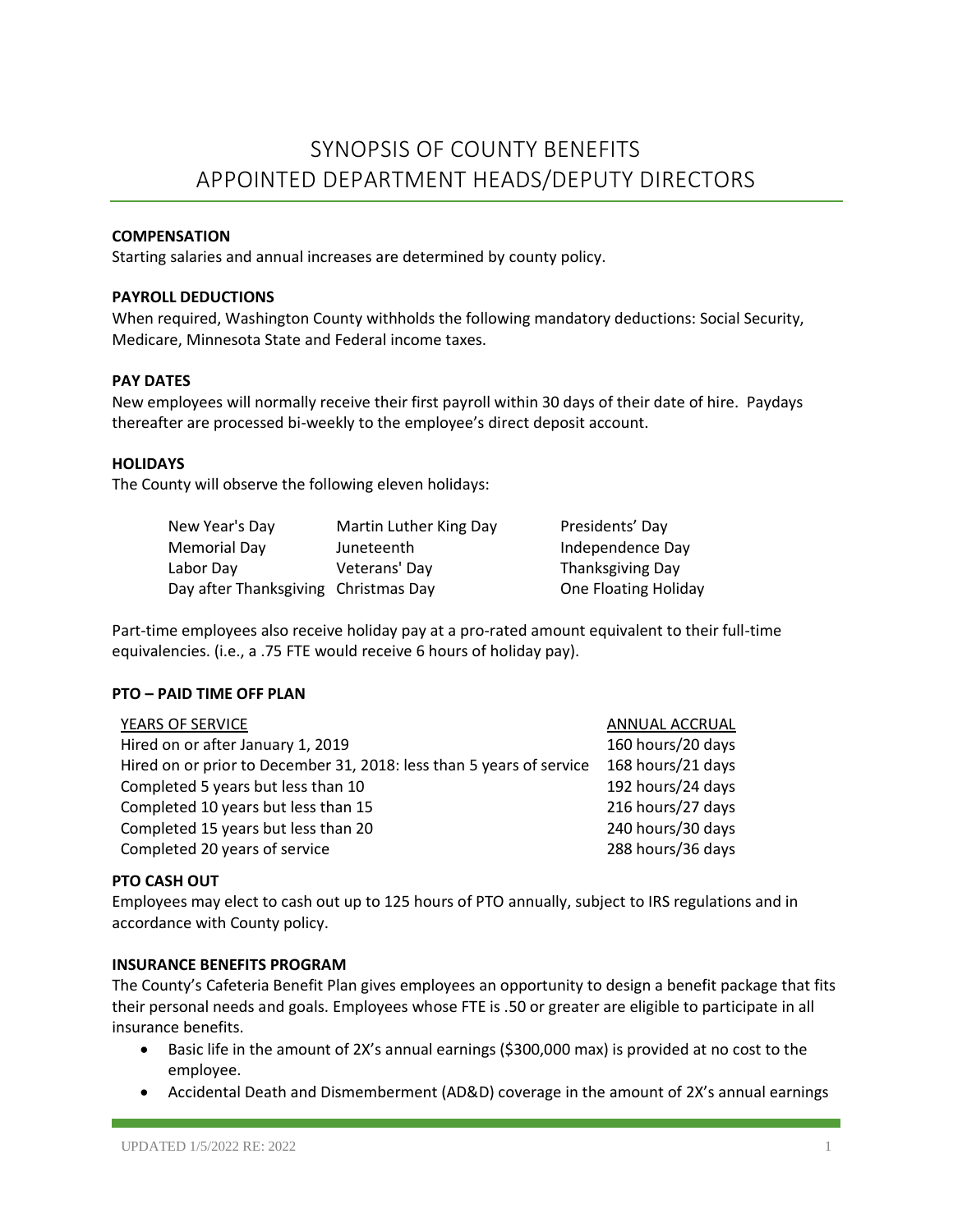# SYNOPSIS OF COUNTY BENEFITS
# APPOINTED DEPARTMENT HEADS/DEPUTY DIRECTORS

**COMPENSATION**

Starting salaries and annual increases are determined by county policy.

**PAYROLL DEDUCTIONS**

When required, Washington County withholds the following mandatory deductions: Social Security, Medicare, Minnesota State and Federal income taxes.

**PAY DATES**

New employees will normally receive their first payroll within 30 days of their date of hire. Paydays thereafter are processed bi-weekly to the employee's direct deposit account.

**HOLIDAYS**

The County will observe the following eleven holidays:

| | | |
|---|---|---|
| New Year's Day | Martin Luther King Day | Presidents' Day |
| Memorial Day | Juneteenth | Independence Day |
| Labor Day | Veterans' Day | Thanksgiving Day |
| Day after Thanksgiving | Christmas Day | One Floating Holiday |

Part-time employees also receive holiday pay at a pro-rated amount equivalent to their full-time equivalencies. (i.e., a .75 FTE would receive 6 hours of holiday pay).

**PTO – PAID TIME OFF PLAN**

| YEARS OF SERVICE | ANNUAL ACCRUAL |
|---|---|
| Hired on or after January 1, 2019 | 160 hours/20 days |
| Hired on or prior to December 31, 2018: less than 5 years of service | 168 hours/21 days |
| Completed 5 years but less than 10 | 192 hours/24 days |
| Completed 10 years but less than 15 | 216 hours/27 days |
| Completed 15 years but less than 20 | 240 hours/30 days |
| Completed 20 years of service | 288 hours/36 days |

**PTO CASH OUT**

Employees may elect to cash out up to 125 hours of PTO annually, subject to IRS regulations and in accordance with County policy.

**INSURANCE BENEFITS PROGRAM**

The County's Cafeteria Benefit Plan gives employees an opportunity to design a benefit package that fits their personal needs and goals. Employees whose FTE is .50 or greater are eligible to participate in all insurance benefits.

- Basic life in the amount of 2X's annual earnings ($300,000 max) is provided at no cost to the employee.
- Accidental Death and Dismemberment (AD&D) coverage in the amount of 2X's annual earnings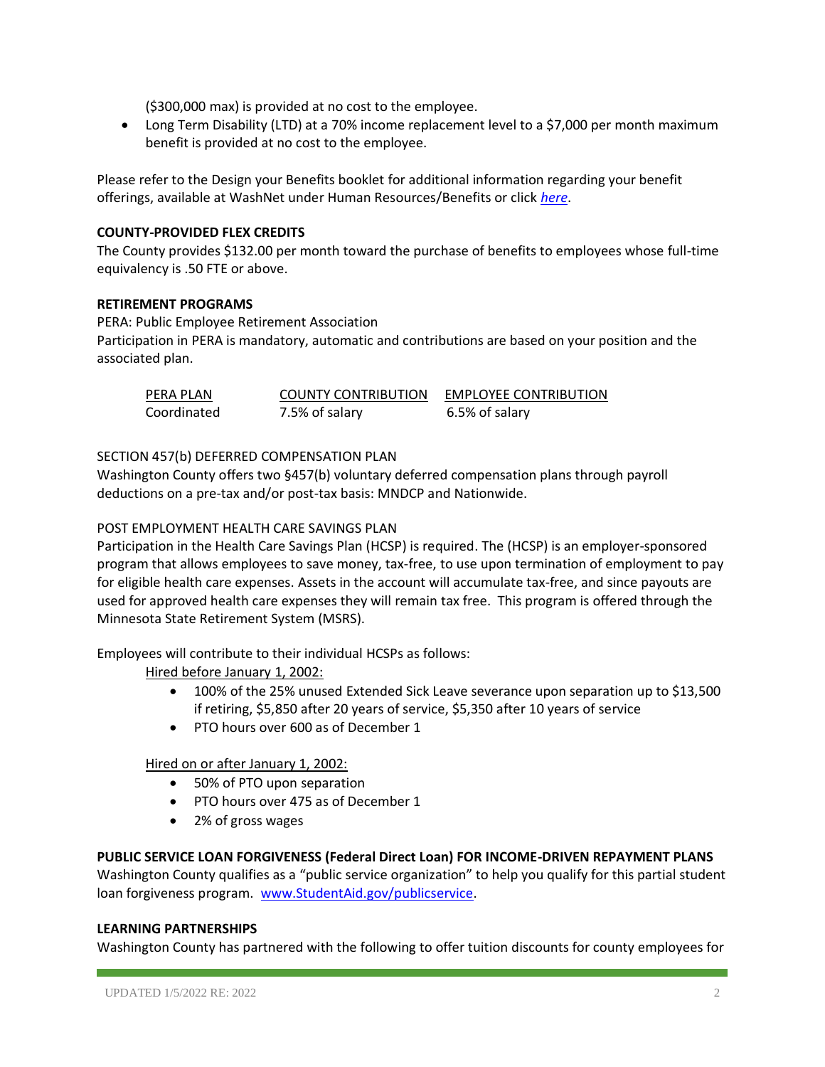($300,000 max) is provided at no cost to the employee.

- Long Term Disability (LTD) at a 70% income replacement level to a $7,000 per month maximum benefit is provided at no cost to the employee.

Please refer to the Design your Benefits booklet for additional information regarding your benefit offerings, available at WashNet under Human Resources/Benefits or click *here*.

**COUNTY-PROVIDED FLEX CREDITS**

The County provides $132.00 per month toward the purchase of benefits to employees whose full-time equivalency is .50 FTE or above.

**RETIREMENT PROGRAMS**

PERA: Public Employee Retirement Association

Participation in PERA is mandatory, automatic and contributions are based on your position and the associated plan.

| PERA PLAN | COUNTY CONTRIBUTION | EMPLOYEE CONTRIBUTION |
|---|---|---|
| Coordinated | 7.5% of salary | 6.5% of salary |

SECTION 457(b) DEFERRED COMPENSATION PLAN

Washington County offers two §457(b) voluntary deferred compensation plans through payroll deductions on a pre-tax and/or post-tax basis: MNDCP and Nationwide.

POST EMPLOYMENT HEALTH CARE SAVINGS PLAN

Participation in the Health Care Savings Plan (HCSP) is required. The (HCSP) is an employer-sponsored program that allows employees to save money, tax-free, to use upon termination of employment to pay for eligible health care expenses. Assets in the account will accumulate tax-free, and since payouts are used for approved health care expenses they will remain tax free. This program is offered through the Minnesota State Retirement System (MSRS).

Employees will contribute to their individual HCSPs as follows:

Hired before January 1, 2002:

- 100% of the 25% unused Extended Sick Leave severance upon separation up to $13,500 if retiring, $5,850 after 20 years of service, $5,350 after 10 years of service
- PTO hours over 600 as of December 1

Hired on or after January 1, 2002:

- 50% of PTO upon separation
- PTO hours over 475 as of December 1
- 2% of gross wages

**PUBLIC SERVICE LOAN FORGIVENESS (Federal Direct Loan) FOR INCOME-DRIVEN REPAYMENT PLANS**

Washington County qualifies as a "public service organization" to help you qualify for this partial student loan forgiveness program. www.StudentAid.gov/publicservice.

**LEARNING PARTNERSHIPS**

Washington County has partnered with the following to offer tuition discounts for county employees for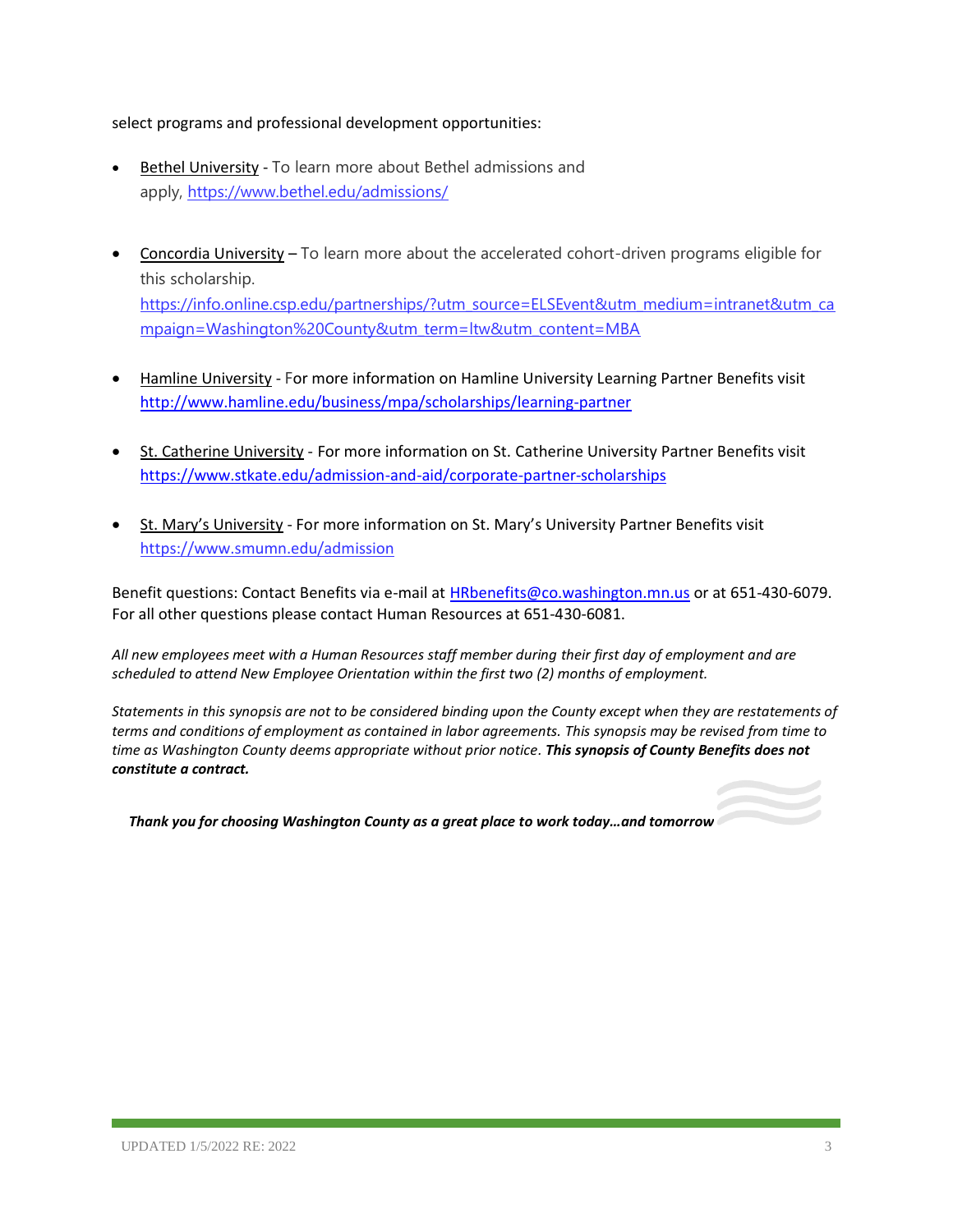select programs and professional development opportunities:

- Bethel University - To learn more about Bethel admissions and apply, https://www.bethel.edu/admissions/

- Concordia University – To learn more about the accelerated cohort-driven programs eligible for this scholarship. https://info.online.csp.edu/partnerships/?utm_source=ELSEvent&utm_medium=intranet&utm_campaign=Washington%20County&utm_term=ltw&utm_content=MBA

- Hamline University - For more information on Hamline University Learning Partner Benefits visit http://www.hamline.edu/business/mpa/scholarships/learning-partner

- St. Catherine University - For more information on St. Catherine University Partner Benefits visit https://www.stkate.edu/admission-and-aid/corporate-partner-scholarships

- St. Mary's University - For more information on St. Mary's University Partner Benefits visit https://www.smumn.edu/admission

Benefit questions: Contact Benefits via e-mail at HRbenefits@co.washington.mn.us or at 651-430-6079. For all other questions please contact Human Resources at 651-430-6081.

*All new employees meet with a Human Resources staff member during their first day of employment and are scheduled to attend New Employee Orientation within the first two (2) months of employment.*

*Statements in this synopsis are not to be considered binding upon the County except when they are restatements of terms and conditions of employment as contained in labor agreements. This synopsis may be revised from time to time as Washington County deems appropriate without prior notice.* ***This synopsis of County Benefits does not constitute a contract.***

***Thank you for choosing Washington County as a great place to work today…and tomorrow***